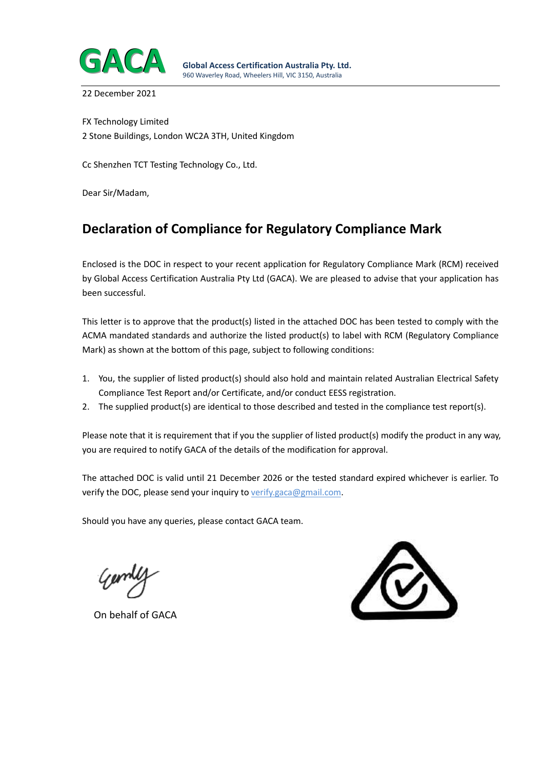**Global Access Certification Australia Pty. Ltd.**
960 Waverley Road, Wheelers Hill, VIC 3150, Australia

22 December 2021

FX Technology Limited
2 Stone Buildings, London WC2A 3TH, United Kingdom

Cc Shenzhen TCT Testing Technology Co., Ltd.

Dear Sir/Madam,

## Declaration of Compliance for Regulatory Compliance Mark

Enclosed is the DOC in respect to your recent application for Regulatory Compliance Mark (RCM) received by Global Access Certification Australia Pty Ltd (GACA). We are pleased to advise that your application has been successful.

This letter is to approve that the product(s) listed in the attached DOC has been tested to comply with the ACMA mandated standards and authorize the listed product(s) to label with RCM (Regulatory Compliance Mark) as shown at the bottom of this page, subject to following conditions:

1. You, the supplier of listed product(s) should also hold and maintain related Australian Electrical Safety Compliance Test Report and/or Certificate, and/or conduct EESS registration.
2. The supplied product(s) are identical to those described and tested in the compliance test report(s).

Please note that it is requirement that if you the supplier of listed product(s) modify the product in any way, you are required to notify GACA of the details of the modification for approval.

The attached DOC is valid until 21 December 2026 or the tested standard expired whichever is earlier. To verify the DOC, please send your inquiry to verify.gaca@gmail.com.

Should you have any queries, please contact GACA team.

On behalf of GACA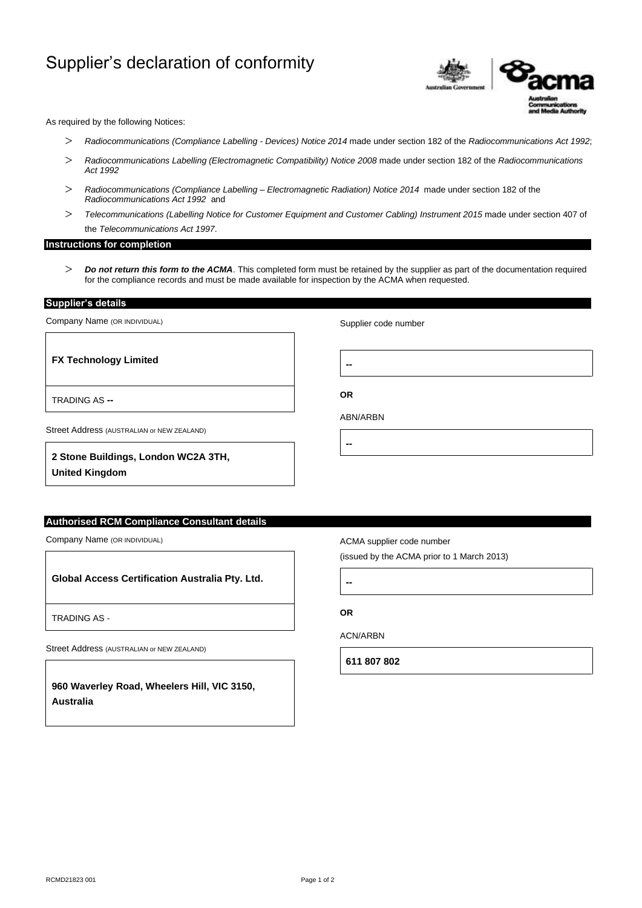# Supplier's declaration of conformity

As required by the following Notices:

- *Radiocommunications (Compliance Labelling - Devices) Notice 2014* made under section 182 of the *Radiocommunications Act 1992*;
- *Radiocommunications Labelling (Electromagnetic Compatibility) Notice 2008* made under section 182 of the *Radiocommunications Act 1992*
- *Radiocommunications (Compliance Labelling – Electromagnetic Radiation) Notice 2014* made under section 182 of the *Radiocommunications Act 1992* and
- *Telecommunications (Labelling Notice for Customer Equipment and Customer Cabling) Instrument 2015* made under section 407 of the *Telecommunications Act 1997*.

## Instructions for completion

- ***Do not return this form to the ACMA***. This completed form must be retained by the supplier as part of the documentation required for the compliance records and must be made available for inspection by the ACMA when requested.

## Supplier's details

Company Name (OR INDIVIDUAL)

**FX Technology Limited**

TRADING AS **--**

Street Address (AUSTRALIAN or NEW ZEALAND)

**2 Stone Buildings, London WC2A 3TH, United Kingdom**

Supplier code number

**--**

**OR**

ABN/ARBN

**--**

## Authorised RCM Compliance Consultant details

Company Name (OR INDIVIDUAL)

**Global Access Certification Australia Pty. Ltd.**

TRADING AS -

Street Address (AUSTRALIAN or NEW ZEALAND)

**960 Waverley Road, Wheelers Hill, VIC 3150, Australia**

ACMA supplier code number

(issued by the ACMA prior to 1 March 2013)

**--**

**OR**

ACN/ARBN

**611 807 802**

RCMD21823 001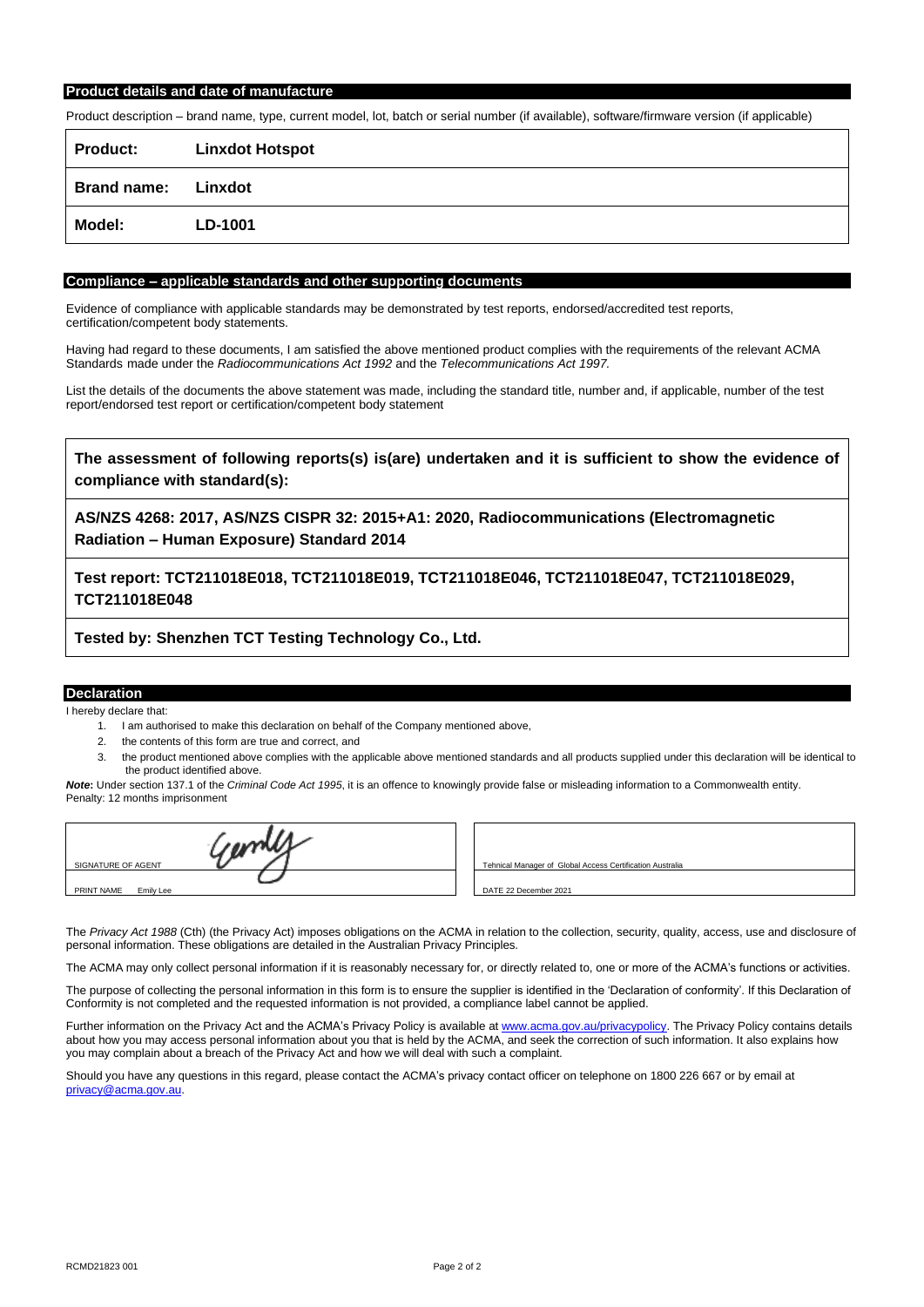## Product details and date of manufacture

Product description – brand name, type, current model, lot, batch or serial number (if available), software/firmware version (if applicable)

| | |
|---|---|
| **Product:** | **Linxdot Hotspot** |
| **Brand name:** | **Linxdot** |
| **Model:** | **LD-1001** |

## Compliance – applicable standards and other supporting documents

Evidence of compliance with applicable standards may be demonstrated by test reports, endorsed/accredited test reports, certification/competent body statements.

Having had regard to these documents, I am satisfied the above mentioned product complies with the requirements of the relevant ACMA Standards made under the *Radiocommunications Act 1992* and the *Telecommunications Act 1997.*

List the details of the documents the above statement was made, including the standard title, number and, if applicable, number of the test report/endorsed test report or certification/competent body statement

**The assessment of following reports(s) is(are) undertaken and it is sufficient to show the evidence of compliance with standard(s):**

**AS/NZS 4268: 2017, AS/NZS CISPR 32: 2015+A1: 2020, Radiocommunications (Electromagnetic Radiation – Human Exposure) Standard 2014**

**Test report: TCT211018E018, TCT211018E019, TCT211018E046, TCT211018E047, TCT211018E029, TCT211018E048**

**Tested by: Shenzhen TCT Testing Technology Co., Ltd.**

## Declaration

I hereby declare that:

1. I am authorised to make this declaration on behalf of the Company mentioned above,
2. the contents of this form are true and correct, and
3. the product mentioned above complies with the applicable above mentioned standards and all products supplied under this declaration will be identical to the product identified above.

***Note*:** Under section 137.1 of the *Criminal Code Act 1995*, it is an offence to knowingly provide false or misleading information to a Commonwealth entity. Penalty: 12 months imprisonment

| | |
|---|---|
| SIGNATURE OF AGENT | Tehnical Manager of Global Access Certification Australia |
| PRINT NAME Emily Lee | DATE 22 December 2021 |

The *Privacy Act 1988* (Cth) (the Privacy Act) imposes obligations on the ACMA in relation to the collection, security, quality, access, use and disclosure of personal information. These obligations are detailed in the Australian Privacy Principles.

The ACMA may only collect personal information if it is reasonably necessary for, or directly related to, one or more of the ACMA's functions or activities.

The purpose of collecting the personal information in this form is to ensure the supplier is identified in the 'Declaration of conformity'. If this Declaration of Conformity is not completed and the requested information is not provided, a compliance label cannot be applied.

Further information on the Privacy Act and the ACMA's Privacy Policy is available at www.acma.gov.au/privacypolicy. The Privacy Policy contains details about how you may access personal information about you that is held by the ACMA, and seek the correction of such information. It also explains how you may complain about a breach of the Privacy Act and how we will deal with such a complaint.

Should you have any questions in this regard, please contact the ACMA's privacy contact officer on telephone on 1800 226 667 or by email at privacy@acma.gov.au.

RCMD21823 001